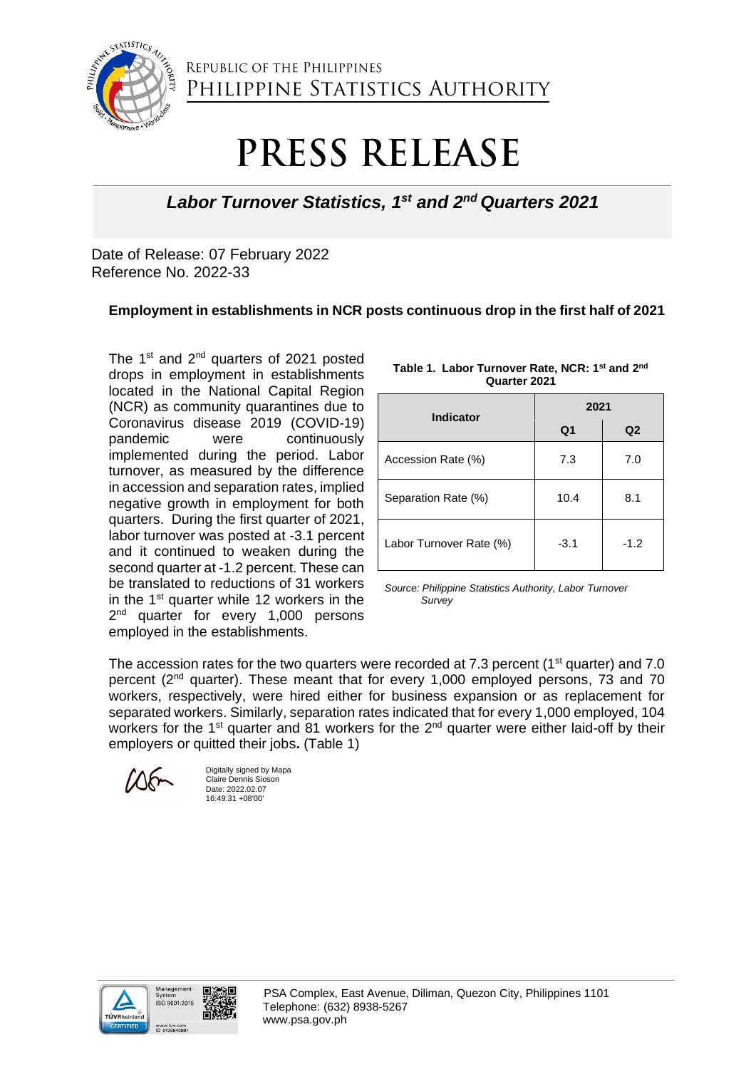REPUBLIC OF THE PHILIPPINES
PHILIPPINE STATISTICS AUTHORITY

# PRESS RELEASE

## *Labor Turnover Statistics, 1st and 2nd Quarters 2021*

Date of Release: 07 February 2022
Reference No. 2022-33

### Employment in establishments in NCR posts continuous drop in the first half of 2021

The 1st and 2nd quarters of 2021 posted drops in employment in establishments located in the National Capital Region (NCR) as community quarantines due to Coronavirus disease 2019 (COVID-19) pandemic were continuously implemented during the period. Labor turnover, as measured by the difference in accession and separation rates, implied negative growth in employment for both quarters. During the first quarter of 2021, labor turnover was posted at -3.1 percent and it continued to weaken during the second quarter at -1.2 percent. These can be translated to reductions of 31 workers in the 1st quarter while 12 workers in the 2nd quarter for every 1,000 persons employed in the establishments.

**Table 1. Labor Turnover Rate, NCR: 1st and 2nd Quarter 2021**

| Indicator | 2021 | |
|---|---|---|
| | Q1 | Q2 |
| Accession Rate (%) | 7.3 | 7.0 |
| Separation Rate (%) | 10.4 | 8.1 |
| Labor Turnover Rate (%) | -3.1 | -1.2 |

*Source: Philippine Statistics Authority, Labor Turnover Survey*

The accession rates for the two quarters were recorded at 7.3 percent (1st quarter) and 7.0 percent (2nd quarter). These meant that for every 1,000 employed persons, 73 and 70 workers, respectively, were hired either for business expansion or as replacement for separated workers. Similarly, separation rates indicated that for every 1,000 employed, 104 workers for the 1st quarter and 81 workers for the 2nd quarter were either laid-off by their employers or quitted their jobs**.** (Table 1)

Digitally signed by Mapa Claire Dennis Sioson
Date: 2022.02.07 16:49:31 +08'00'

PSA Complex, East Avenue, Diliman, Quezon City, Philippines 1101
Telephone: (632) 8938-5267
www.psa.gov.ph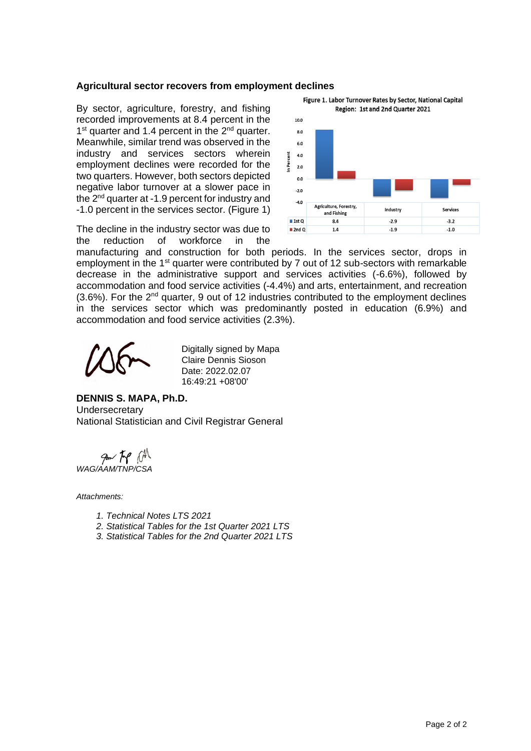## Agricultural sector recovers from employment declines

By sector, agriculture, forestry, and fishing recorded improvements at 8.4 percent in the 1st quarter and 1.4 percent in the 2nd quarter. Meanwhile, similar trend was observed in the industry and services sectors wherein employment declines were recorded for the two quarters. However, both sectors depicted negative labor turnover at a slower pace in the 2nd quarter at -1.9 percent for industry and -1.0 percent in the services sector. (Figure 1)

Figure 1. Labor Turnover Rates by Sector, National Capital Region: 1st and 2nd Quarter 2021

In Percent

10.0
8.0
6.0
4.0
2.0
0.0
-2.0
-4.0

Agriculture, Forestry, and Fishing
Industry
Services

1st Q 8.4 -2.9 -3.2
2nd Q 1.4 -1.9 -1.0

The decline in the industry sector was due to the reduction of workforce in the manufacturing and construction for both periods. In the services sector, drops in employment in the 1st quarter were contributed by 7 out of 12 sub-sectors with remarkable decrease in the administrative support and services activities (-6.6%), followed by accommodation and food service activities (-4.4%) and arts, entertainment, and recreation (3.6%). For the 2nd quarter, 9 out of 12 industries contributed to the employment declines in the services sector which was predominantly posted in education (6.9%) and accommodation and food service activities (2.3%).

Digitally signed by Mapa Claire Dennis Sioson
Date: 2022.02.07 16:49:21 +08'00'

**DENNIS S. MAPA, Ph.D.**
Undersecretary
National Statistician and Civil Registrar General

*WAG/AAM/TNP/CSA*

*Attachments:*

1. *Technical Notes LTS 2021*
2. *Statistical Tables for the 1st Quarter 2021 LTS*
3. *Statistical Tables for the 2nd Quarter 2021 LTS*